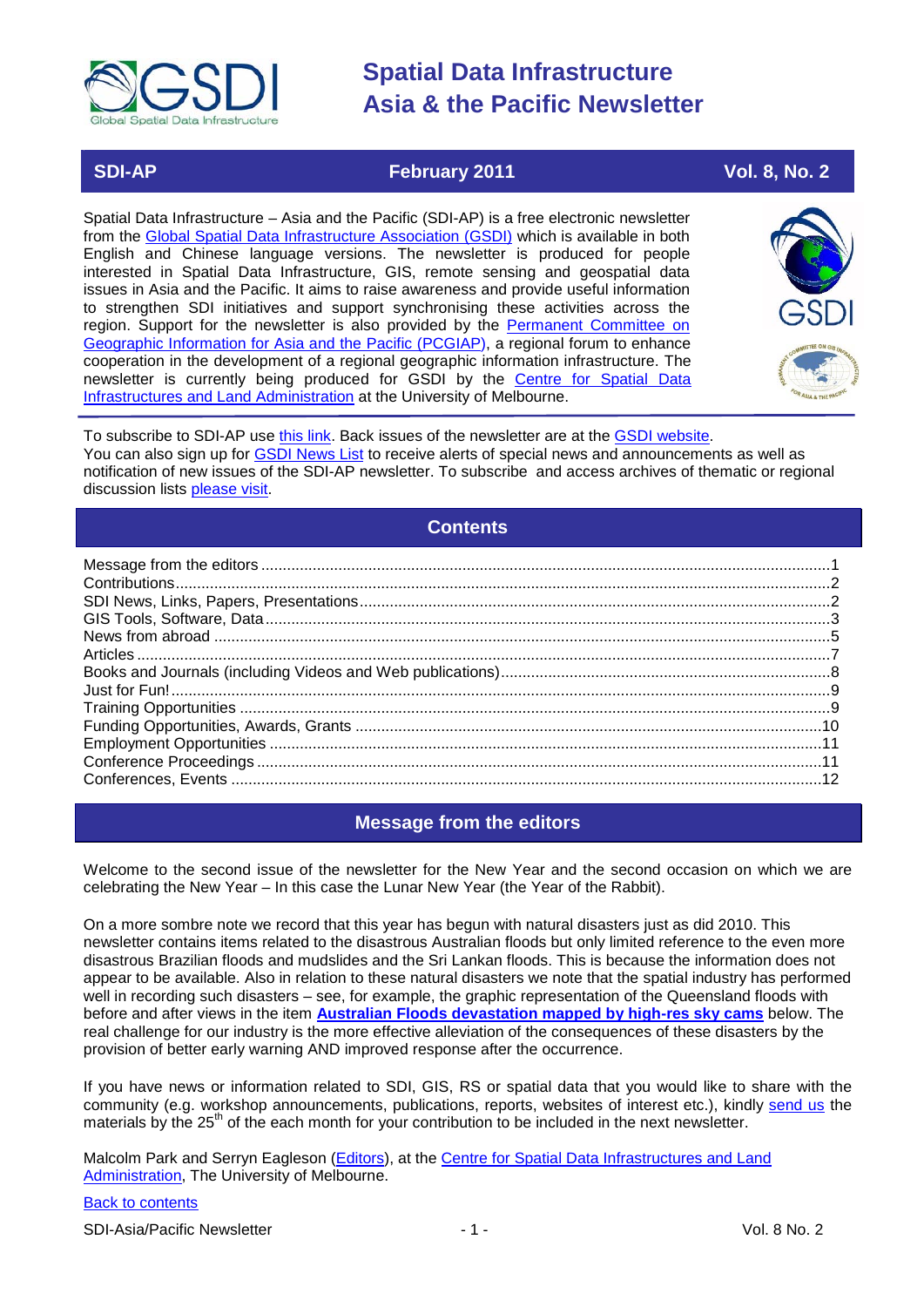# Spatial Data Infrastructure Asia & the Pacific Newsletter

**SDI-AP** | **February 2011** | **Vol. 8, No. 2**

Spatial Data Infrastructure – Asia and the Pacific (SDI-AP) is a free electronic newsletter from the Global Spatial Data Infrastructure Association (GSDI) which is available in both English and Chinese language versions. The newsletter is produced for people interested in Spatial Data Infrastructure, GIS, remote sensing and geospatial data issues in Asia and the Pacific. It aims to raise awareness and provide useful information to strengthen SDI initiatives and support synchronising these activities across the region. Support for the newsletter is also provided by the Permanent Committee on Geographic Information for Asia and the Pacific (PCGIAP), a regional forum to enhance cooperation in the development of a regional geographic information infrastructure. The newsletter is currently being produced for GSDI by the Centre for Spatial Data Infrastructures and Land Administration at the University of Melbourne.

To subscribe to SDI-AP use this link. Back issues of the newsletter are at the GSDI website.
You can also sign up for GSDI News List to receive alerts of special news and announcements as well as notification of new issues of the SDI-AP newsletter. To subscribe and access archives of thematic or regional discussion lists please visit.

## Contents

- Message from the editors ....1
- Contributions ....2
- SDI News, Links, Papers, Presentations ....2
- GIS Tools, Software, Data ....3
- News from abroad ....5
- Articles ....7
- Books and Journals (including Videos and Web publications) ....8
- Just for Fun! ....9
- Training Opportunities ....9
- Funding Opportunities, Awards, Grants ....10
- Employment Opportunities ....11
- Conference Proceedings ....11
- Conferences, Events ....12

## Message from the editors

Welcome to the second issue of the newsletter for the New Year and the second occasion on which we are celebrating the New Year – In this case the Lunar New Year (the Year of the Rabbit).

On a more sombre note we record that this year has begun with natural disasters just as did 2010. This newsletter contains items related to the disastrous Australian floods but only limited reference to the even more disastrous Brazilian floods and mudslides and the Sri Lankan floods. This is because the information does not appear to be available. Also in relation to these natural disasters we note that the spatial industry has performed well in recording such disasters – see, for example, the graphic representation of the Queensland floods with before and after views in the item **Australian Floods devastation mapped by high-res sky cams** below. The real challenge for our industry is the more effective alleviation of the consequences of these disasters by the provision of better early warning AND improved response after the occurrence.

If you have news or information related to SDI, GIS, RS or spatial data that you would like to share with the community (e.g. workshop announcements, publications, reports, websites of interest etc.), kindly send us the materials by the 25th of the each month for your contribution to be included in the next newsletter.

Malcolm Park and Serryn Eagleson (Editors), at the Centre for Spatial Data Infrastructures and Land Administration, The University of Melbourne.

Back to contents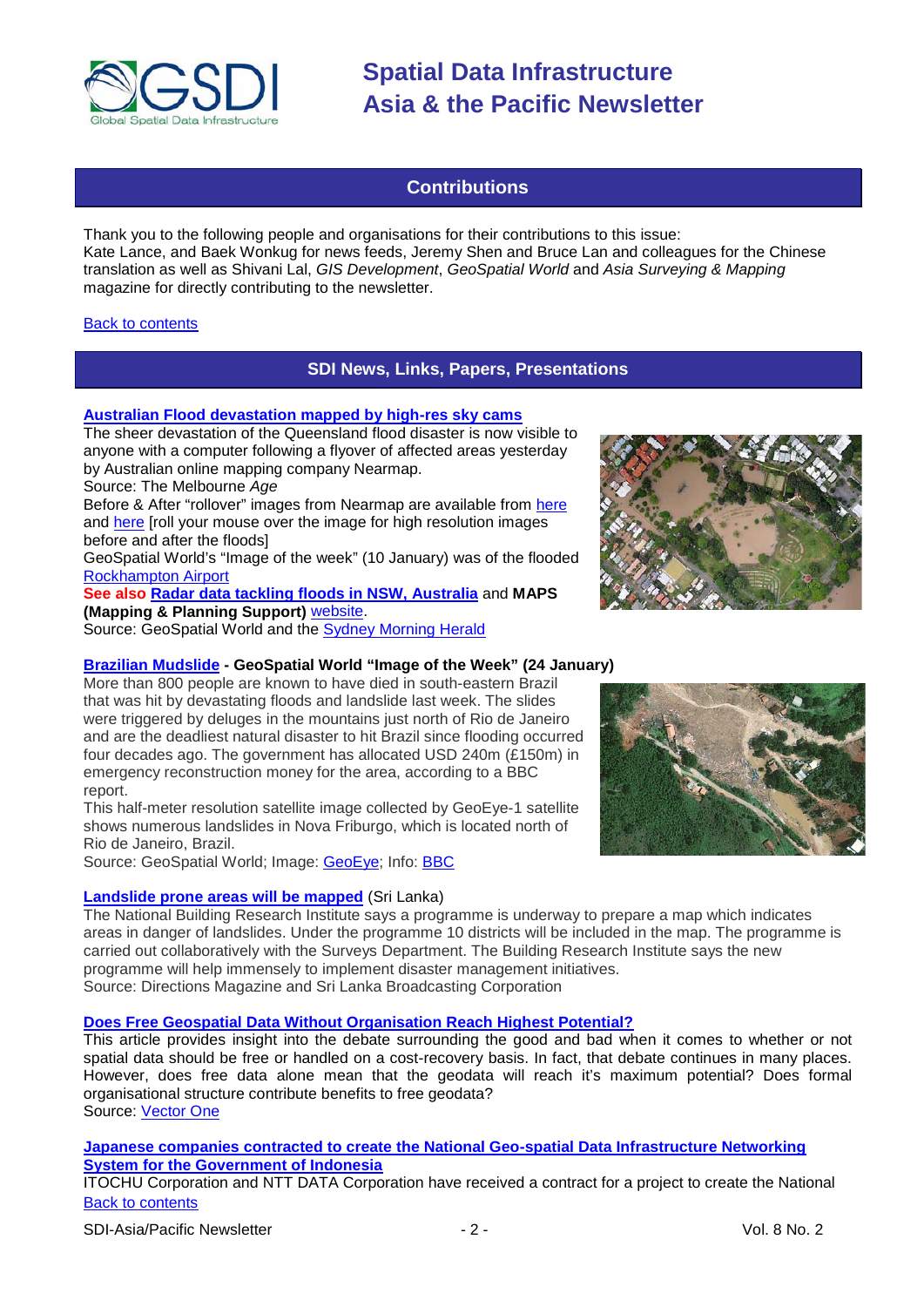## Contributions

Thank you to the following people and organisations for their contributions to this issue:
Kate Lance, and Baek Wonkug for news feeds, Jeremy Shen and Bruce Lan and colleagues for the Chinese translation as well as Shivani Lal, *GIS Development*, *GeoSpatial World* and *Asia Surveying & Mapping* magazine for directly contributing to the newsletter.

Back to contents

## SDI News, Links, Papers, Presentations

**Australian Flood devastation mapped by high-res sky cams**

The sheer devastation of the Queensland flood disaster is now visible to anyone with a computer following a flyover of affected areas yesterday by Australian online mapping company Nearmap.
Source: The Melbourne *Age*
Before & After "rollover" images from Nearmap are available from here and here [roll your mouse over the image for high resolution images before and after the floods]
GeoSpatial World's "Image of the week" (10 January) was of the flooded Rockhampton Airport
**See also Radar data tackling floods in NSW, Australia** and **MAPS (Mapping & Planning Support)** website.
Source: GeoSpatial World and the Sydney Morning Herald

**Brazilian Mudslide - GeoSpatial World "Image of the Week" (24 January)**

More than 800 people are known to have died in south-eastern Brazil that was hit by devastating floods and landslide last week. The slides were triggered by deluges in the mountains just north of Rio de Janeiro and are the deadliest natural disaster to hit Brazil since flooding occurred four decades ago. The government has allocated USD 240m (£150m) in emergency reconstruction money for the area, according to a BBC report.
This half-meter resolution satellite image collected by GeoEye-1 satellite shows numerous landslides in Nova Friburgo, which is located north of Rio de Janeiro, Brazil.
Source: GeoSpatial World; Image: GeoEye; Info: BBC

**Landslide prone areas will be mapped** (Sri Lanka)

The National Building Research Institute says a programme is underway to prepare a map which indicates areas in danger of landslides. Under the programme 10 districts will be included in the map. The programme is carried out collaboratively with the Surveys Department. The Building Research Institute says the new programme will help immensely to implement disaster management initiatives.
Source: Directions Magazine and Sri Lanka Broadcasting Corporation

**Does Free Geospatial Data Without Organisation Reach Highest Potential?**

This article provides insight into the debate surrounding the good and bad when it comes to whether or not spatial data should be free or handled on a cost-recovery basis. In fact, that debate continues in many places. However, does free data alone mean that the geodata will reach it's maximum potential? Does formal organisational structure contribute benefits to free geodata?
Source: Vector One

**Japanese companies contracted to create the National Geo-spatial Data Infrastructure Networking System for the Government of Indonesia**

ITOCHU Corporation and NTT DATA Corporation have received a contract for a project to create the National

Back to contents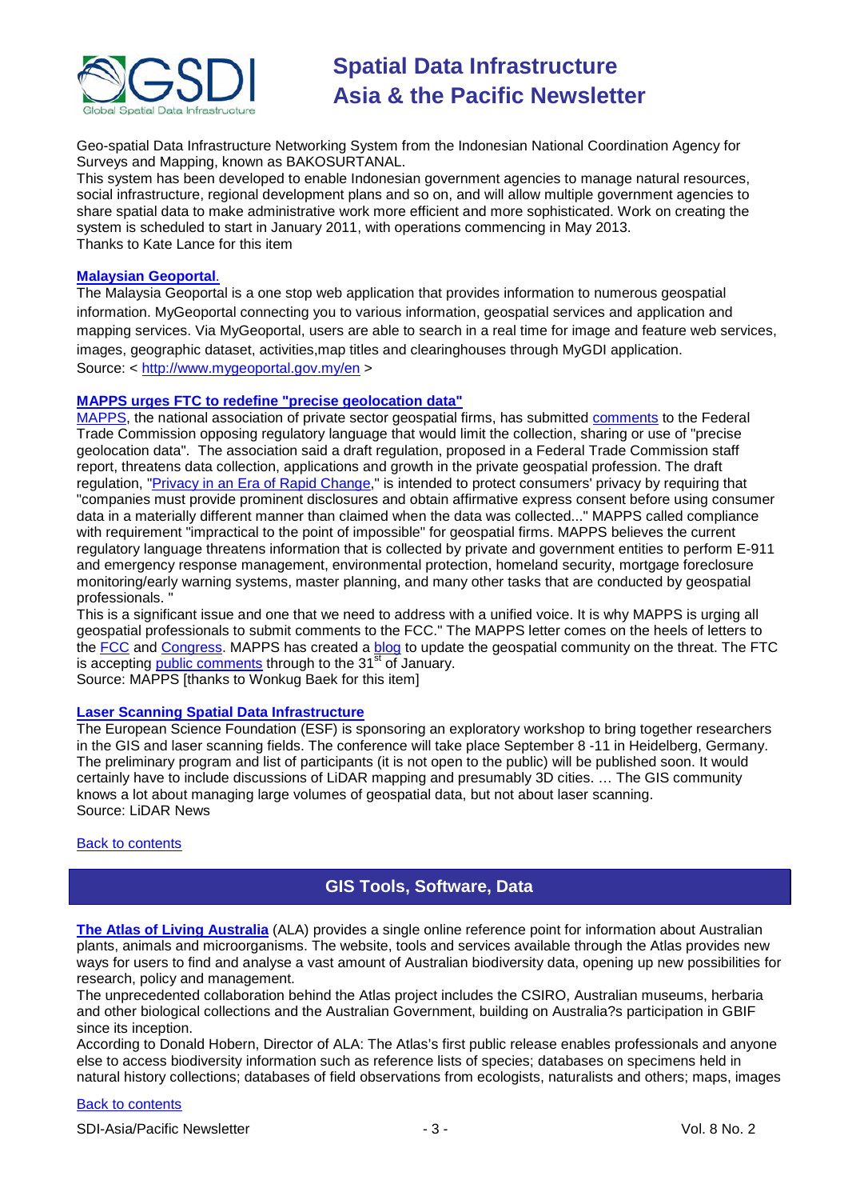Geo-spatial Data Infrastructure Networking System from the Indonesian National Coordination Agency for Surveys and Mapping, known as BAKOSURTANAL.
This system has been developed to enable Indonesian government agencies to manage natural resources, social infrastructure, regional development plans and so on, and will allow multiple government agencies to share spatial data to make administrative work more efficient and more sophisticated. Work on creating the system is scheduled to start in January 2011, with operations commencing in May 2013.
Thanks to Kate Lance for this item

**Malaysian Geoportal.**
The Malaysia Geoportal is a one stop web application that provides information to numerous geospatial information. MyGeoportal connecting you to various information, geospatial services and application and mapping services. Via MyGeoportal, users are able to search in a real time for image and feature web services, images, geographic dataset, activities,map titles and clearinghouses through MyGDI application.
Source: < http://www.mygeoportal.gov.my/en >

**MAPPS urges FTC to redefine "precise geolocation data"**
MAPPS, the national association of private sector geospatial firms, has submitted comments to the Federal Trade Commission opposing regulatory language that would limit the collection, sharing or use of "precise geolocation data". The association said a draft regulation, proposed in a Federal Trade Commission staff report, threatens data collection, applications and growth in the private geospatial profession. The draft regulation, "Privacy in an Era of Rapid Change," is intended to protect consumers' privacy by requiring that "companies must provide prominent disclosures and obtain affirmative express consent before using consumer data in a materially different manner than claimed when the data was collected..." MAPPS called compliance with requirement "impractical to the point of impossible" for geospatial firms. MAPPS believes the current regulatory language threatens information that is collected by private and government entities to perform E-911 and emergency response management, environmental protection, homeland security, mortgage foreclosure monitoring/early warning systems, master planning, and many other tasks that are conducted by geospatial professionals. "
This is a significant issue and one that we need to address with a unified voice. It is why MAPPS is urging all geospatial professionals to submit comments to the FCC." The MAPPS letter comes on the heels of letters to the FCC and Congress. MAPPS has created a blog to update the geospatial community on the threat. The FTC is accepting public comments through to the 31st of January.
Source: MAPPS [thanks to Wonkug Baek for this item]

**Laser Scanning Spatial Data Infrastructure**
The European Science Foundation (ESF) is sponsoring an exploratory workshop to bring together researchers in the GIS and laser scanning fields. The conference will take place September 8 -11 in Heidelberg, Germany. The preliminary program and list of participants (it is not open to the public) will be published soon. It would certainly have to include discussions of LiDAR mapping and presumably 3D cities. … The GIS community knows a lot about managing large volumes of geospatial data, but not about laser scanning.
Source: LiDAR News

Back to contents

## GIS Tools, Software, Data

**The Atlas of Living Australia** (ALA) provides a single online reference point for information about Australian plants, animals and microorganisms. The website, tools and services available through the Atlas provides new ways for users to find and analyse a vast amount of Australian biodiversity data, opening up new possibilities for research, policy and management.
The unprecedented collaboration behind the Atlas project includes the CSIRO, Australian museums, herbaria and other biological collections and the Australian Government, building on Australia?s participation in GBIF since its inception.
According to Donald Hobern, Director of ALA: The Atlas's first public release enables professionals and anyone else to access biodiversity information such as reference lists of species; databases on specimens held in natural history collections; databases of field observations from ecologists, naturalists and others; maps, images

Back to contents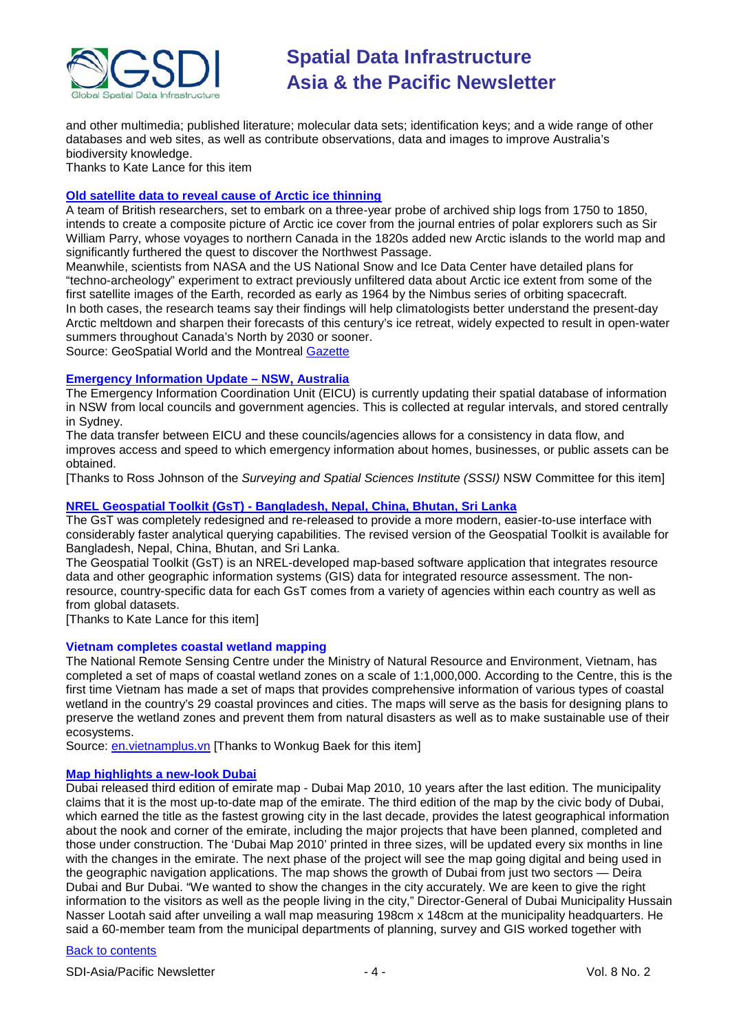and other multimedia; published literature; molecular data sets; identification keys; and a wide range of other databases and web sites, as well as contribute observations, data and images to improve Australia's biodiversity knowledge.
Thanks to Kate Lance for this item

### [Old satellite data to reveal cause of Arctic ice thinning]

A team of British researchers, set to embark on a three-year probe of archived ship logs from 1750 to 1850, intends to create a composite picture of Arctic ice cover from the journal entries of polar explorers such as Sir William Parry, whose voyages to northern Canada in the 1820s added new Arctic islands to the world map and significantly furthered the quest to discover the Northwest Passage.
Meanwhile, scientists from NASA and the US National Snow and Ice Data Center have detailed plans for "techno-archeology" experiment to extract previously unfiltered data about Arctic ice extent from some of the first satellite images of the Earth, recorded as early as 1964 by the Nimbus series of orbiting spacecraft.
In both cases, the research teams say their findings will help climatologists better understand the present-day Arctic meltdown and sharpen their forecasts of this century's ice retreat, widely expected to result in open-water summers throughout Canada's North by 2030 or sooner.
Source: GeoSpatial World and the Montreal Gazette

### [Emergency Information Update – NSW, Australia]

The Emergency Information Coordination Unit (EICU) is currently updating their spatial database of information in NSW from local councils and government agencies. This is collected at regular intervals, and stored centrally in Sydney.
The data transfer between EICU and these councils/agencies allows for a consistency in data flow, and improves access and speed to which emergency information about homes, businesses, or public assets can be obtained.
[Thanks to Ross Johnson of the *Surveying and Spatial Sciences Institute (SSSI)* NSW Committee for this item]

### [NREL Geospatial Toolkit (GsT) - Bangladesh, Nepal, China, Bhutan, Sri Lanka]

The GsT was completely redesigned and re-released to provide a more modern, easier-to-use interface with considerably faster analytical querying capabilities. The revised version of the Geospatial Toolkit is available for Bangladesh, Nepal, China, Bhutan, and Sri Lanka.
The Geospatial Toolkit (GsT) is an NREL-developed map-based software application that integrates resource data and other geographic information systems (GIS) data for integrated resource assessment. The non-resource, country-specific data for each GsT comes from a variety of agencies within each country as well as from global datasets.
[Thanks to Kate Lance for this item]

### Vietnam completes coastal wetland mapping

The National Remote Sensing Centre under the Ministry of Natural Resource and Environment, Vietnam, has completed a set of maps of coastal wetland zones on a scale of 1:1,000,000. According to the Centre, this is the first time Vietnam has made a set of maps that provides comprehensive information of various types of coastal wetland in the country's 29 coastal provinces and cities. The maps will serve as the basis for designing plans to preserve the wetland zones and prevent them from natural disasters as well as to make sustainable use of their ecosystems.
Source: en.vietnamplus.vn [Thanks to Wonkug Baek for this item]

### [Map highlights a new-look Dubai]

Dubai released third edition of emirate map - Dubai Map 2010, 10 years after the last edition. The municipality claims that it is the most up-to-date map of the emirate. The third edition of the map by the civic body of Dubai, which earned the title as the fastest growing city in the last decade, provides the latest geographical information about the nook and corner of the emirate, including the major projects that have been planned, completed and those under construction. The 'Dubai Map 2010' printed in three sizes, will be updated every six months in line with the changes in the emirate. The next phase of the project will see the map going digital and being used in the geographic navigation applications. The map shows the growth of Dubai from just two sectors — Deira Dubai and Bur Dubai. "We wanted to show the changes in the city accurately. We are keen to give the right information to the visitors as well as the people living in the city," Director-General of Dubai Municipality Hussain Nasser Lootah said after unveiling a wall map measuring 198cm x 148cm at the municipality headquarters. He said a 60-member team from the municipal departments of planning, survey and GIS worked together with

Back to contents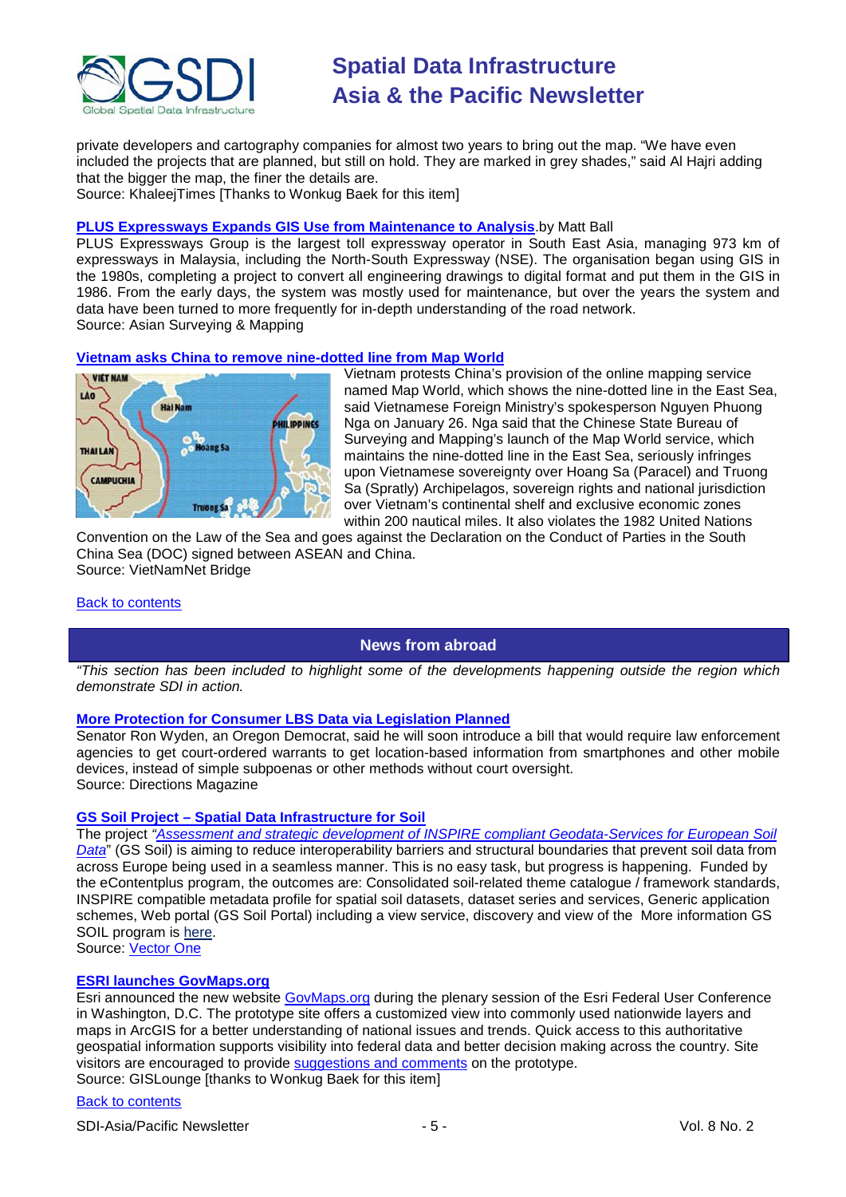private developers and cartography companies for almost two years to bring out the map. "We have even included the projects that are planned, but still on hold. They are marked in grey shades," said Al Hajri adding that the bigger the map, the finer the details are.
Source: KhaleejTimes [Thanks to Wonkug Baek for this item]

**PLUS Expressways Expands GIS Use from Maintenance to Analysis**.by Matt Ball
PLUS Expressways Group is the largest toll expressway operator in South East Asia, managing 973 km of expressways in Malaysia, including the North-South Expressway (NSE). The organisation began using GIS in the 1980s, completing a project to convert all engineering drawings to digital format and put them in the GIS in 1986. From the early days, the system was mostly used for maintenance, but over the years the system and data have been turned to more frequently for in-depth understanding of the road network.
Source: Asian Surveying & Mapping

**Vietnam asks China to remove nine-dotted line from Map World**

Vietnam protests China's provision of the online mapping service named Map World, which shows the nine-dotted line in the East Sea, said Vietnamese Foreign Ministry's spokesperson Nguyen Phuong Nga on January 26. Nga said that the Chinese State Bureau of Surveying and Mapping's launch of the Map World service, which maintains the nine-dotted line in the East Sea, seriously infringes upon Vietnamese sovereignty over Hoang Sa (Paracel) and Truong Sa (Spratly) Archipelagos, sovereign rights and national jurisdiction over Vietnam's continental shelf and exclusive economic zones within 200 nautical miles. It also violates the 1982 United Nations Convention on the Law of the Sea and goes against the Declaration on the Conduct of Parties in the South China Sea (DOC) signed between ASEAN and China.
Source: VietNamNet Bridge

Back to contents

## News from abroad

*"This section has been included to highlight some of the developments happening outside the region which demonstrate SDI in action.*

**More Protection for Consumer LBS Data via Legislation Planned**
Senator Ron Wyden, an Oregon Democrat, said he will soon introduce a bill that would require law enforcement agencies to get court-ordered warrants to get location-based information from smartphones and other mobile devices, instead of simple subpoenas or other methods without court oversight.
Source: Directions Magazine

**GS Soil Project – Spatial Data Infrastructure for Soil**
The project *"Assessment and strategic development of INSPIRE compliant Geodata-Services for European Soil Data"* (GS Soil) is aiming to reduce interoperability barriers and structural boundaries that prevent soil data from across Europe being used in a seamless manner. This is no easy task, but progress is happening. Funded by the eContentplus program, the outcomes are: Consolidated soil-related theme catalogue / framework standards, INSPIRE compliant metadata profile for spatial soil datasets, dataset series and services, Generic application schemes, Web portal (GS Soil Portal) including a view service, discovery and view of the More information GS SOIL program is here.
Source: Vector One

**ESRI launches GovMaps.org**
Esri announced the new website GovMaps.org during the plenary session of the Esri Federal User Conference in Washington, D.C. The prototype site offers a customized view into commonly used nationwide layers and maps in ArcGIS for a better understanding of national issues and trends. Quick access to this authoritative geospatial information supports visibility into federal data and better decision making across the country. Site visitors are encouraged to provide suggestions and comments on the prototype.
Source: GISLounge [thanks to Wonkug Baek for this item]

Back to contents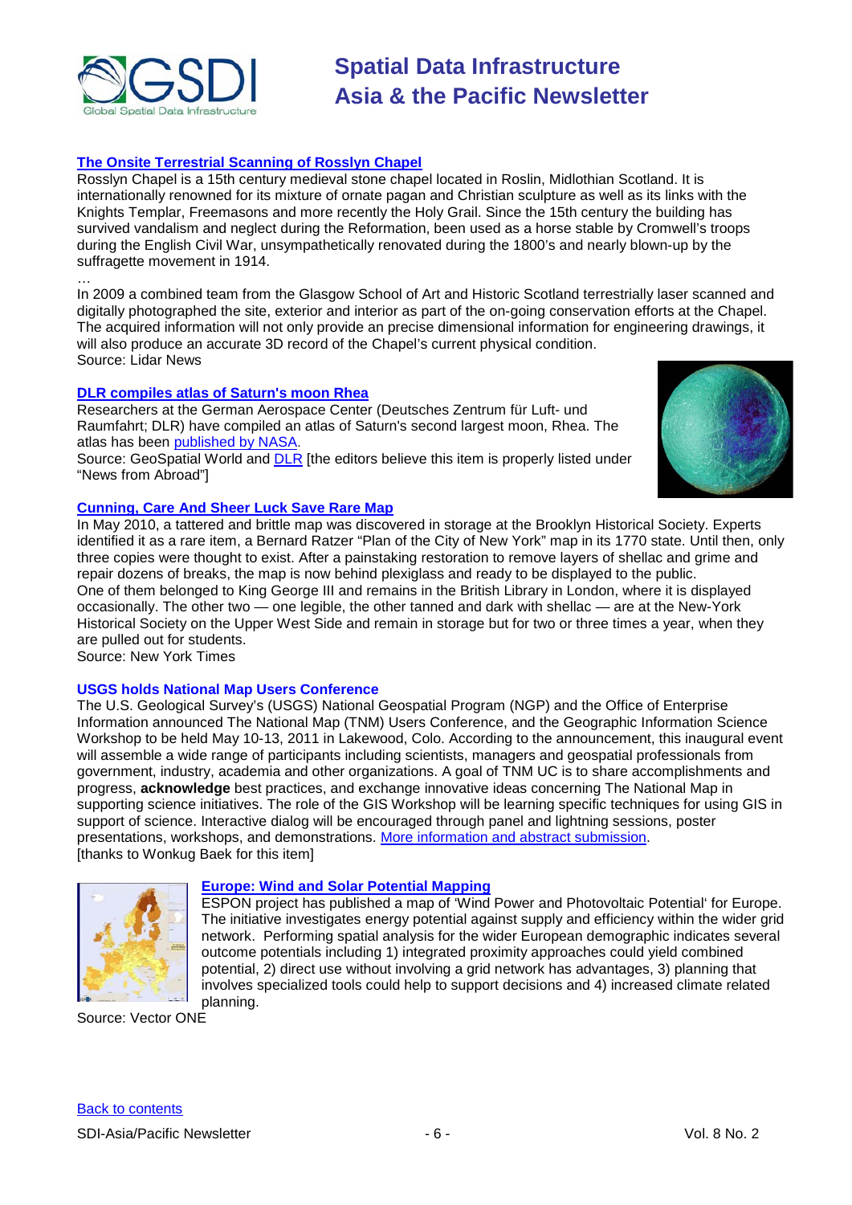### The Onsite Terrestrial Scanning of Rosslyn Chapel

Rosslyn Chapel is a 15th century medieval stone chapel located in Roslin, Midlothian Scotland. It is internationally renowned for its mixture of ornate pagan and Christian sculpture as well as its links with the Knights Templar, Freemasons and more recently the Holy Grail. Since the 15th century the building has survived vandalism and neglect during the Reformation, been used as a horse stable by Cromwell's troops during the English Civil War, unsympathetically renovated during the 1800's and nearly blown-up by the suffragette movement in 1914.

…

In 2009 a combined team from the Glasgow School of Art and Historic Scotland terrestrially laser scanned and digitally photographed the site, exterior and interior as part of the on-going conservation efforts at the Chapel. The acquired information will not only provide an precise dimensional information for engineering drawings, it will also produce an accurate 3D record of the Chapel's current physical condition.

Source: Lidar News

### DLR compiles atlas of Saturn's moon Rhea

Researchers at the German Aerospace Center (Deutsches Zentrum für Luft- und Raumfahrt; DLR) have compiled an atlas of Saturn's second largest moon, Rhea. The atlas has been published by NASA.

Source: GeoSpatial World and DLR [the editors believe this item is properly listed under "News from Abroad"]

### Cunning, Care And Sheer Luck Save Rare Map

In May 2010, a tattered and brittle map was discovered in storage at the Brooklyn Historical Society. Experts identified it as a rare item, a Bernard Ratzer "Plan of the City of New York" map in its 1770 state. Until then, only three copies were thought to exist. After a painstaking restoration to remove layers of shellac and grime and repair dozens of breaks, the map is now behind plexiglass and ready to be displayed to the public.

One of them belonged to King George III and remains in the British Library in London, where it is displayed occasionally. The other two — one legible, the other tanned and dark with shellac — are at the New-York Historical Society on the Upper West Side and remain in storage but for two or three times a year, when they are pulled out for students.

Source: New York Times

### USGS holds National Map Users Conference

The U.S. Geological Survey's (USGS) National Geospatial Program (NGP) and the Office of Enterprise Information announced The National Map (TNM) Users Conference, and the Geographic Information Science Workshop to be held May 10-13, 2011 in Lakewood, Colo. According to the announcement, this inaugural event will assemble a wide range of participants including scientists, managers and geospatial professionals from government, industry, academia and other organizations. A goal of TNM UC is to share accomplishments and progress, **acknowledge** best practices, and exchange innovative ideas concerning The National Map in supporting science initiatives. The role of the GIS Workshop will be learning specific techniques for using GIS in support of science. Interactive dialog will be encouraged through panel and lightning sessions, poster presentations, workshops, and demonstrations. More information and abstract submission.

[thanks to Wonkug Baek for this item]

### Europe: Wind and Solar Potential Mapping

ESPON project has published a map of 'Wind Power and Photovoltaic Potential' for Europe. The initiative investigates energy potential against supply and efficiency within the wider grid network. Performing spatial analysis for the wider European demographic indicates several outcome potentials including 1) integrated proximity approaches could yield combined potential, 2) direct use without involving a grid network has advantages, 3) planning that involves specialized tools could help to support decisions and 4) increased climate related planning.

Source: Vector ONE

Back to contents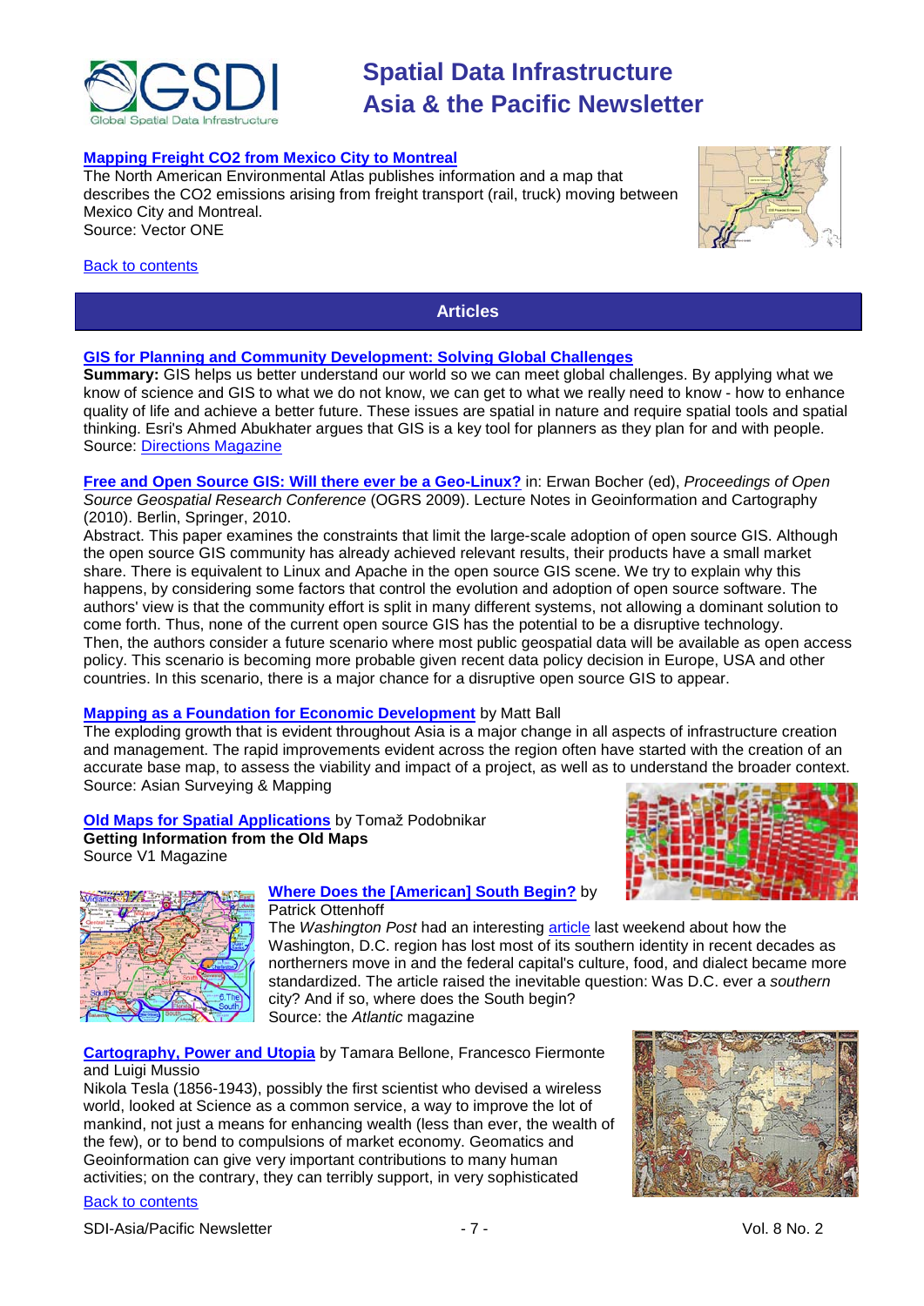**Mapping Freight CO2 from Mexico City to Montreal**

The North American Environmental Atlas publishes information and a map that describes the CO2 emissions arising from freight transport (rail, truck) moving between Mexico City and Montreal.
Source: Vector ONE

Back to contents

## Articles

**GIS for Planning and Community Development: Solving Global Challenges**

**Summary:** GIS helps us better understand our world so we can meet global challenges. By applying what we know of science and GIS to what we do not know, we can get to what we really need to know - how to enhance quality of life and achieve a better future. These issues are spatial in nature and require spatial tools and spatial thinking. Esri's Ahmed Abukhater argues that GIS is a key tool for planners as they plan for and with people.
Source: Directions Magazine

**Free and Open Source GIS: Will there ever be a Geo-Linux?** in: Erwan Bocher (ed), *Proceedings of Open Source Geospatial Research Conference* (OGRS 2009). Lecture Notes in Geoinformation and Cartography (2010). Berlin, Springer, 2010.

Abstract. This paper examines the constraints that limit the large-scale adoption of open source GIS. Although the open source GIS community has already achieved relevant results, their products have a small market share. There is equivalent to Linux and Apache in the open source GIS scene. We try to explain why this happens, by considering some factors that control the evolution and adoption of open source software. The authors' view is that the community effort is split in many different systems, not allowing a dominant solution to come forth. Thus, none of the current open source GIS has the potential to be a disruptive technology.
Then, the authors consider a future scenario where most public geospatial data will be available as open access policy. This scenario is becoming more probable given recent data policy decision in Europe, USA and other countries. In this scenario, there is a major chance for a disruptive open source GIS to appear.

**Mapping as a Foundation for Economic Development** by Matt Ball

The exploding growth that is evident throughout Asia is a major change in all aspects of infrastructure creation and management. The rapid improvements evident across the region often have started with the creation of an accurate base map, to assess the viability and impact of a project, as well as to understand the broader context.
Source: Asian Surveying & Mapping

**Old Maps for Spatial Applications** by Tomaž Podobnikar
**Getting Information from the Old Maps**
Source V1 Magazine

**Where Does the [American] South Begin?** by Patrick Ottenhoff

The *Washington Post* had an interesting article last weekend about how the Washington, D.C. region has lost most of its southern identity in recent decades as northerners move in and the federal capital's culture, food, and dialect became more standardized. The article raised the inevitable question: Was D.C. ever a *southern* city? And if so, where does the South begin?
Source: the *Atlantic* magazine

**Cartography, Power and Utopia** by Tamara Bellone, Francesco Fiermonte and Luigi Mussio

Nikola Tesla (1856-1943), possibly the first scientist who devised a wireless world, looked at Science as a common service, a way to improve the lot of mankind, not just a means for enhancing wealth (less than ever, the wealth of the few), or to bend to compulsions of market economy. Geomatics and Geoinformation can give very important contributions to many human activities; on the contrary, they can terribly support, in very sophisticated

Back to contents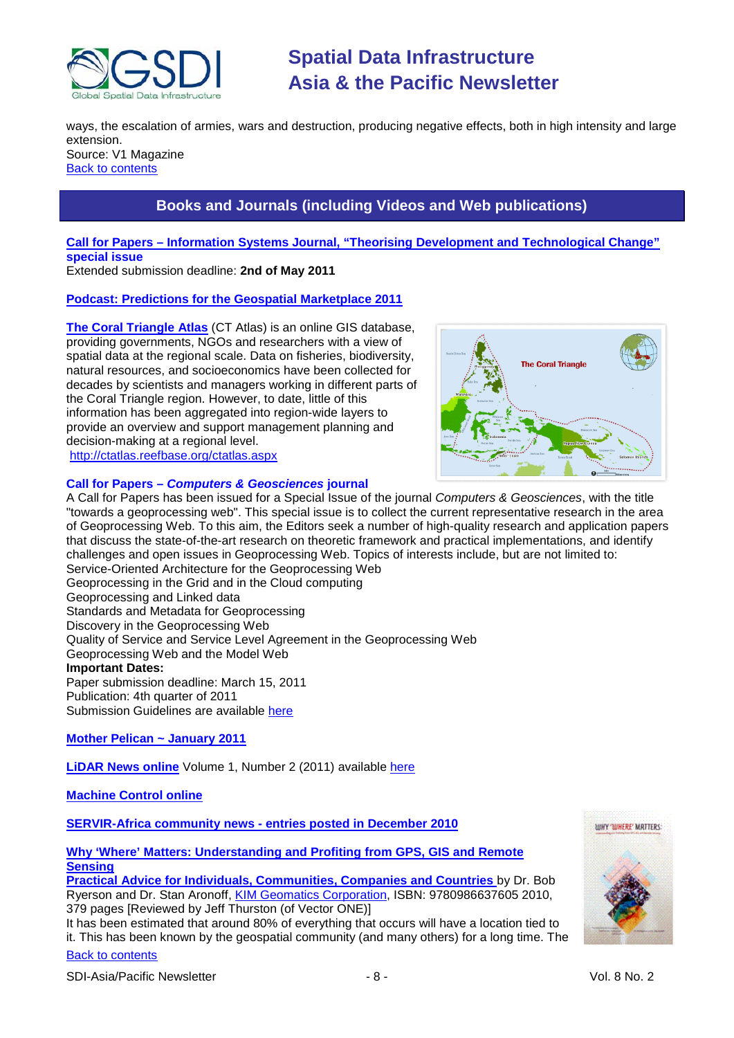ways, the escalation of armies, wars and destruction, producing negative effects, both in high intensity and large extension.
Source: V1 Magazine
Back to contents

## Books and Journals (including Videos and Web publications)

**Call for Papers – Information Systems Journal, "Theorising Development and Technological Change" special issue**
Extended submission deadline: **2nd of May 2011**

**Podcast: Predictions for the Geospatial Marketplace 2011**

**The Coral Triangle Atlas** (CT Atlas) is an online GIS database, providing governments, NGOs and researchers with a view of spatial data at the regional scale. Data on fisheries, biodiversity, natural resources, and socioeconomics have been collected for decades by scientists and managers working in different parts of the Coral Triangle region. However, to date, little of this information has been aggregated into region-wide layers to provide an overview and support management planning and decision-making at a regional level.
http://ctatlas.reefbase.org/ctatlas.aspx

**Call for Papers – *Computers & Geosciences* journal**
A Call for Papers has been issued for a Special Issue of the journal *Computers & Geosciences*, with the title "towards a geoprocessing web". This special issue is to collect the current representative research in the area of Geoprocessing Web. To this aim, the Editors seek a number of high-quality research and application papers that discuss the state-of-the-art research on theoretic framework and practical implementations, and identify challenges and open issues in Geoprocessing Web. Topics of interests include, but are not limited to:
Service-Oriented Architecture for the Geoprocessing Web
Geoprocessing in the Grid and in the Cloud computing
Geoprocessing and Linked data
Standards and Metadata for Geoprocessing
Discovery in the Geoprocessing Web
Quality of Service and Service Level Agreement in the Geoprocessing Web
Geoprocessing Web and the Model Web
**Important Dates:**
Paper submission deadline: March 15, 2011
Publication: 4th quarter of 2011
Submission Guidelines are available here

**Mother Pelican ~ January 2011**

**LiDAR News online** Volume 1, Number 2 (2011) available here

**Machine Control online**

**SERVIR-Africa community news - entries posted in December 2010**

**Why 'Where' Matters: Understanding and Profiting from GPS, GIS and Remote Sensing**
**Practical Advice for Individuals, Communities, Companies and Countries** by Dr. Bob Ryerson and Dr. Stan Aronoff, KIM Geomatics Corporation, ISBN: 9780986637605 2010, 379 pages [Reviewed by Jeff Thurston (of Vector ONE)]
It has been estimated that around 80% of everything that occurs will have a location tied to it. This has been known by the geospatial community (and many others) for a long time. The
Back to contents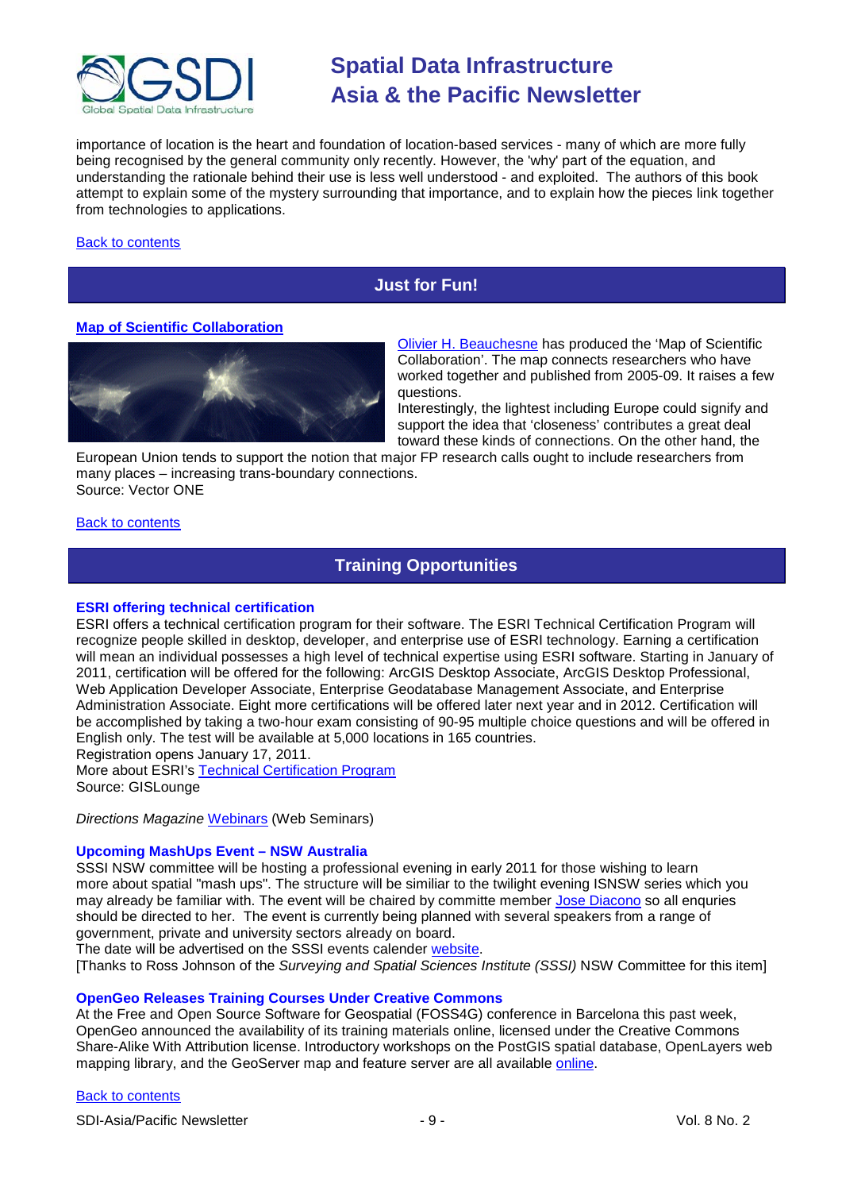importance of location is the heart and foundation of location-based services - many of which are more fully being recognised by the general community only recently. However, the 'why' part of the equation, and understanding the rationale behind their use is less well understood - and exploited. The authors of this book attempt to explain some of the mystery surrounding that importance, and to explain how the pieces link together from technologies to applications.

Back to contents

## Just for Fun!

### Map of Scientific Collaboration

Olivier H. Beauchesne has produced the 'Map of Scientific Collaboration'. The map connects researchers who have worked together and published from 2005-09. It raises a few questions.

Interestingly, the lightest including Europe could signify and support the idea that 'closeness' contributes a great deal toward these kinds of connections. On the other hand, the European Union tends to support the notion that major FP research calls ought to include researchers from many places – increasing trans-boundary connections.

Source: Vector ONE

Back to contents

## Training Opportunities

### ESRI offering technical certification

ESRI offers a technical certification program for their software. The ESRI Technical Certification Program will recognize people skilled in desktop, developer, and enterprise use of ESRI technology. Earning a certification will mean an individual possesses a high level of technical expertise using ESRI software. Starting in January of 2011, certification will be offered for the following: ArcGIS Desktop Associate, ArcGIS Desktop Professional, Web Application Developer Associate, Enterprise Geodatabase Management Associate, and Enterprise Administration Associate. Eight more certifications will be offered later next year and in 2012. Certification will be accomplished by taking a two-hour exam consisting of 90-95 multiple choice questions and will be offered in English only. The test will be available at 5,000 locations in 165 countries.

Registration opens January 17, 2011.

More about ESRI's Technical Certification Program

Source: GISLounge

*Directions Magazine* Webinars (Web Seminars)

### Upcoming MashUps Event – NSW Australia

SSSI NSW committee will be hosting a professional evening in early 2011 for those wishing to learn more about spatial "mash ups". The structure will be similiar to the twilight evening ISNSW series which you may already be familiar with. The event will be chaired by committe member Jose Diacono so all enquiries should be directed to her. The event is currently being planned with several speakers from a range of government, private and university sectors already on board.

The date will be advertised on the SSSI events calender website.

[Thanks to Ross Johnson of the *Surveying and Spatial Sciences Institute (SSSI)* NSW Committee for this item]

### OpenGeo Releases Training Courses Under Creative Commons

At the Free and Open Source Software for Geospatial (FOSS4G) conference in Barcelona this past week, OpenGeo announced the availability of its training materials online, licensed under the Creative Commons Share-Alike With Attribution license. Introductory workshops on the PostGIS spatial database, OpenLayers web mapping library, and the GeoServer map and feature server are all available online.

Back to contents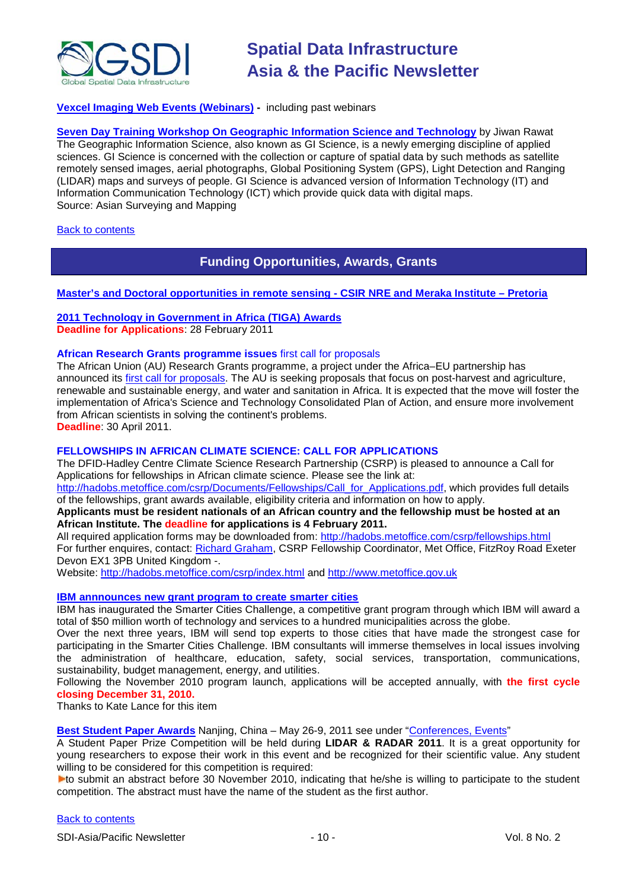**Vexcel Imaging Web Events (Webinars)** - including past webinars

**Seven Day Training Workshop On Geographic Information Science and Technology** by Jiwan Rawat
The Geographic Information Science, also known as GI Science, is a newly emerging discipline of applied sciences. GI Science is concerned with the collection or capture of spatial data by such methods as satellite remotely sensed images, aerial photographs, Global Positioning System (GPS), Light Detection and Ranging (LIDAR) maps and surveys of people. GI Science is advanced version of Information Technology (IT) and Information Communication Technology (ICT) which provide quick data with digital maps.
Source: Asian Surveying and Mapping

Back to contents

## Funding Opportunities, Awards, Grants

**Master's and Doctoral opportunities in remote sensing - CSIR NRE and Meraka Institute – Pretoria**

**2011 Technology in Government in Africa (TIGA) Awards**
**Deadline for Applications**: 28 February 2011

**African Research Grants programme issues** first call for proposals
The African Union (AU) Research Grants programme, a project under the Africa–EU partnership has announced its first call for proposals. The AU is seeking proposals that focus on post-harvest and agriculture, renewable and sustainable energy, and water and sanitation in Africa. It is expected that the move will foster the implementation of Africa's Science and Technology Consolidated Plan of Action, and ensure more involvement from African scientists in solving the continent's problems.
**Deadline**: 30 April 2011.

**FELLOWSHIPS IN AFRICAN CLIMATE SCIENCE: CALL FOR APPLICATIONS**
The DFID-Hadley Centre Climate Science Research Partnership (CSRP) is pleased to announce a Call for Applications for fellowships in African climate science. Please see the link at: http://hadobs.metoffice.com/csrp/Documents/Fellowships/Call_for_Applications.pdf, which provides full details of the fellowships, grant awards available, eligibility criteria and information on how to apply.
**Applicants must be resident nationals of an African country and the fellowship must be hosted at an African Institute. The deadline for applications is 4 February 2011.**
All required application forms may be downloaded from: http://hadobs.metoffice.com/csrp/fellowships.html
For further enquires, contact: Richard Graham, CSRP Fellowship Coordinator, Met Office, FitzRoy Road Exeter Devon EX1 3PB United Kingdom -.
Website: http://hadobs.metoffice.com/csrp/index.html and http://www.metoffice.gov.uk

**IBM annnounces new grant program to create smarter cities**
IBM has inaugurated the Smarter Cities Challenge, a competitive grant program through which IBM will award a total of $50 million worth of technology and services to a hundred municipalities across the globe.
Over the next three years, IBM will send top experts to those cities that have made the strongest case for participating in the Smarter Cities Challenge. IBM consultants will immerse themselves in local issues involving the administration of healthcare, education, safety, social services, transportation, communications, sustainability, budget management, energy, and utilities.
Following the November 2010 program launch, applications will be accepted annually, with **the first cycle closing December 31, 2010.**
Thanks to Kate Lance for this item

**Best Student Paper Awards** Nanjing, China – May 26-9, 2011 see under "Conferences, Events"
A Student Paper Prize Competition will be held during **LIDAR & RADAR 2011**. It is a great opportunity for young researchers to expose their work in this event and be recognized for their scientific value. Any student willing to be considered for this competition is required:

- to submit an abstract before 30 November 2010, indicating that he/she is willing to participate to the student competition. The abstract must have the name of the student as the first author.

Back to contents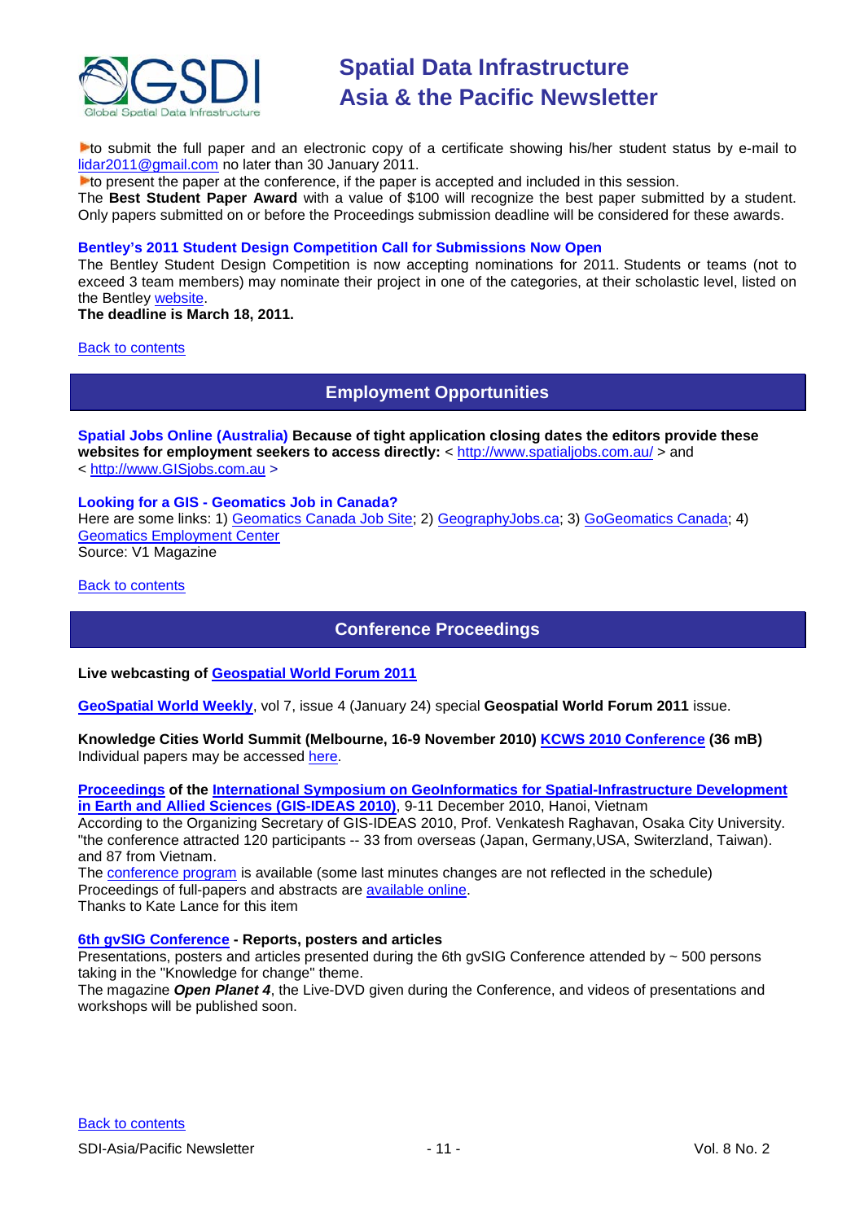▶to submit the full paper and an electronic copy of a certificate showing his/her student status by e-mail to lidar2011@gmail.com no later than 30 January 2011.
▶to present the paper at the conference, if the paper is accepted and included in this session.
The **Best Student Paper Award** with a value of $100 will recognize the best paper submitted by a student. Only papers submitted on or before the Proceedings submission deadline will be considered for these awards.

**Bentley's 2011 Student Design Competition Call for Submissions Now Open**
The Bentley Student Design Competition is now accepting nominations for 2011. Students or teams (not to exceed 3 team members) may nominate their project in one of the categories, at their scholastic level, listed on the Bentley website.
**The deadline is March 18, 2011.**

Back to contents

## Employment Opportunities

**Spatial Jobs Online (Australia) Because of tight application closing dates the editors provide these websites for employment seekers to access directly:** < http://www.spatialjobs.com.au/ > and < http://www.GISjobs.com.au >

**Looking for a GIS - Geomatics Job in Canada?**
Here are some links: 1) Geomatics Canada Job Site; 2) GeographyJobs.ca; 3) GoGeomatics Canada; 4) Geomatics Employment Center
Source: V1 Magazine

Back to contents

## Conference Proceedings

**Live webcasting of Geospatial World Forum 2011**

**GeoSpatial World Weekly**, vol 7, issue 4 (January 24) special **Geospatial World Forum 2011** issue.

**Knowledge Cities World Summit (Melbourne, 16-9 November 2010) KCWS 2010 Conference (36 mB)**
Individual papers may be accessed here.

**Proceedings of the International Symposium on GeoInformatics for Spatial-Infrastructure Development in Earth and Allied Sciences (GIS-IDEAS 2010)**, 9-11 December 2010, Hanoi, Vietnam
According to the Organizing Secretary of GIS-IDEAS 2010, Prof. Venkatesh Raghavan, Osaka City University. "the conference attracted 120 participants -- 33 from overseas (Japan, Germany,USA, Switzerland, Taiwan). and 87 from Vietnam.
The conference program is available (some last minutes changes are not reflected in the schedule)
Proceedings of full-papers and abstracts are available online.
Thanks to Kate Lance for this item

**6th gvSIG Conference - Reports, posters and articles**
Presentations, posters and articles presented during the 6th gvSIG Conference attended by ~ 500 persons taking in the "Knowledge for change" theme.
The magazine ***Open Planet 4***, the Live-DVD given during the Conference, and videos of presentations and workshops will be published soon.

Back to contents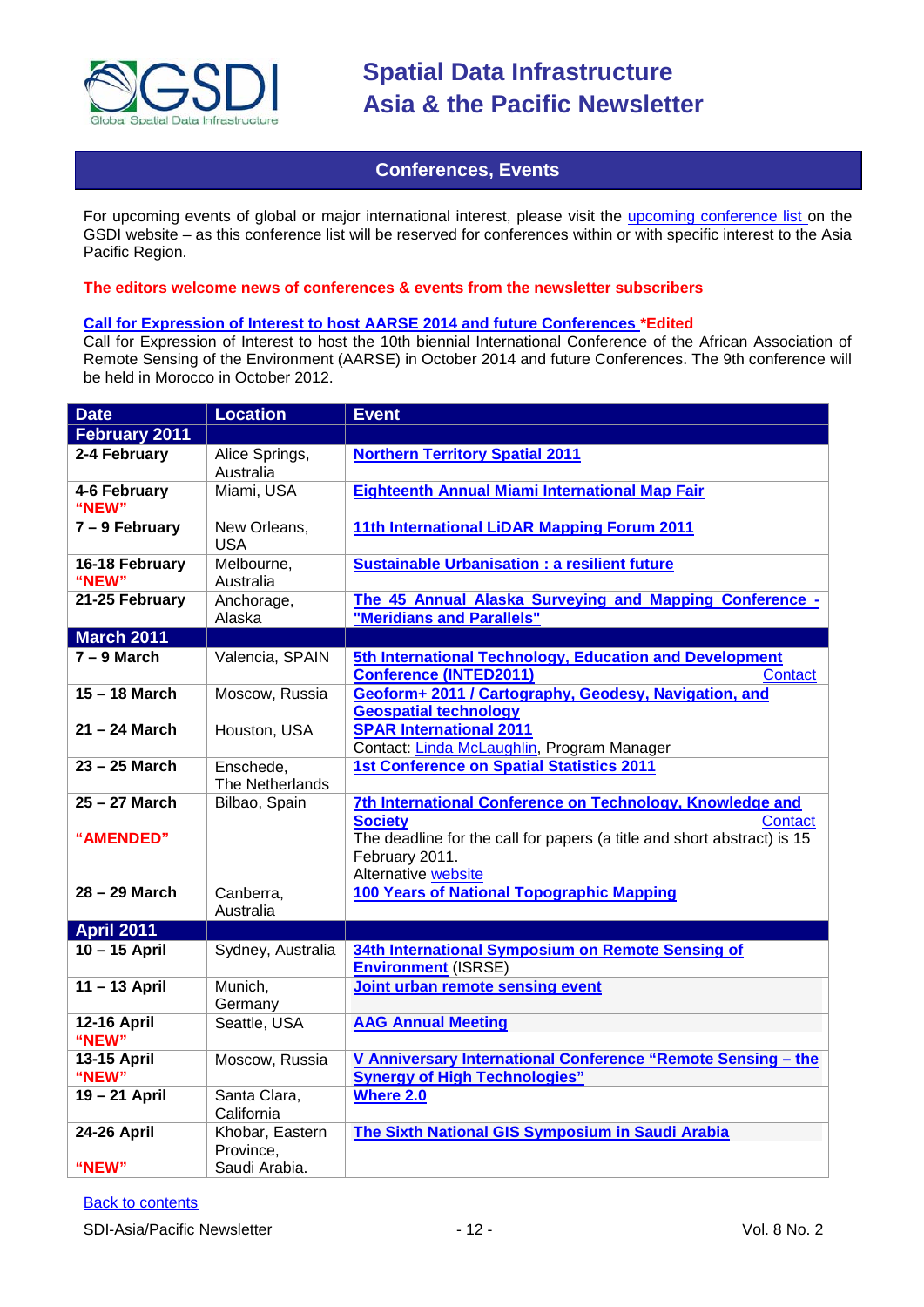## Conferences, Events

For upcoming events of global or major international interest, please visit the upcoming conference list on the GSDI website – as this conference list will be reserved for conferences within or with specific interest to the Asia Pacific Region.

**The editors welcome news of conferences & events from the newsletter subscribers**

**Call for Expression of Interest to host AARSE 2014 and future Conferences *Edited**
Call for Expression of Interest to host the 10th biennial International Conference of the African Association of Remote Sensing of the Environment (AARSE) in October 2014 and future Conferences. The 9th conference will be held in Morocco in October 2012.

| Date | Location | Event |
|---|---|---|
| **February 2011** | | |
| **2-4 February** | Alice Springs, Australia | **Northern Territory Spatial 2011** |
| **4-6 February "NEW"** | Miami, USA | **Eighteenth Annual Miami International Map Fair** |
| **7 – 9 February** | New Orleans, USA | **11th International LiDAR Mapping Forum 2011** |
| **16-18 February "NEW"** | Melbourne, Australia | **Sustainable Urbanisation : a resilient future** |
| **21-25 February** | Anchorage, Alaska | **The 45 Annual Alaska Surveying and Mapping Conference - "Meridians and Parallels"** |
| **March 2011** | | |
| **7 – 9 March** | Valencia, SPAIN | **5th International Technology, Education and Development Conference (INTED2011)** Contact |
| **15 – 18 March** | Moscow, Russia | **Geoform+ 2011 / Cartography, Geodesy, Navigation, and Geospatial technology** |
| **21 – 24 March** | Houston, USA | **SPAR International 2011** Contact: Linda McLaughlin, Program Manager |
| **23 – 25 March** | Enschede, The Netherlands | **1st Conference on Spatial Statistics 2011** |
| **25 – 27 March "AMENDED"** | Bilbao, Spain | **7th International Conference on Technology, Knowledge and Society** Contact The deadline for the call for papers (a title and short abstract) is 15 February 2011. Alternative website |
| **28 – 29 March** | Canberra, Australia | **100 Years of National Topographic Mapping** |
| **April 2011** | | |
| **10 – 15 April** | Sydney, Australia | **34th International Symposium on Remote Sensing of Environment** (ISRSE) |
| **11 – 13 April** | Munich, Germany | **Joint urban remote sensing event** |
| **12-16 April "NEW"** | Seattle, USA | **AAG Annual Meeting** |
| **13-15 April "NEW"** | Moscow, Russia | **V Anniversary International Conference "Remote Sensing – the Synergy of High Technologies"** |
| **19 – 21 April** | Santa Clara, California | **Where 2.0** |
| **24-26 April "NEW"** | Khobar, Eastern Province, Saudi Arabia. | **The Sixth National GIS Symposium in Saudi Arabia** |

Back to contents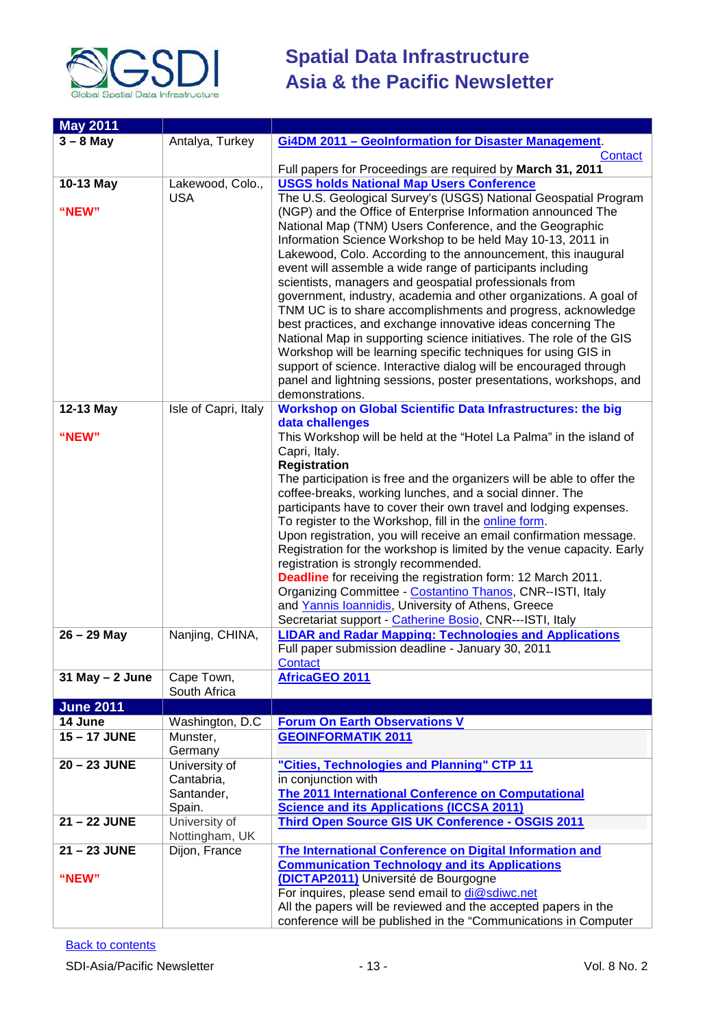| May 2011 | | |
|---|---|---|
| **3 – 8 May** | Antalya, Turkey | **Gi4DM 2011 – GeoInformation for Disaster Management**. Contact<br>Full papers for Proceedings are required by **March 31, 2011** |
| **10-13 May**<br><br>**"NEW"** | Lakewood, Colo., USA | **USGS holds National Map Users Conference**<br>The U.S. Geological Survey's (USGS) National Geospatial Program (NGP) and the Office of Enterprise Information announced The National Map (TNM) Users Conference, and the Geographic Information Science Workshop to be held May 10-13, 2011 in Lakewood, Colo. According to the announcement, this inaugural event will assemble a wide range of participants including scientists, managers and geospatial professionals from government, industry, academia and other organizations. A goal of TNM UC is to share accomplishments and progress, acknowledge best practices, and exchange innovative ideas concerning The National Map in supporting science initiatives. The role of the GIS Workshop will be learning specific techniques for using GIS in support of science. Interactive dialog will be encouraged through panel and lightning sessions, poster presentations, workshops, and demonstrations. |
| **12-13 May**<br><br>**"NEW"** | Isle of Capri, Italy | **Workshop on Global Scientific Data Infrastructures: the big data challenges**<br>This Workshop will be held at the "Hotel La Palma" in the island of Capri, Italy.<br>**Registration**<br>The participation is free and the organizers will be able to offer the coffee-breaks, working lunches, and a social dinner. The participants have to cover their own travel and lodging expenses. To register to the Workshop, fill in the online form.<br>Upon registration, you will receive an email confirmation message. Registration for the workshop is limited by the venue capacity. Early registration is strongly recommended.<br>**Deadline** for receiving the registration form: 12 March 2011.<br>Organizing Committee - Costantino Thanos, CNR--ISTI, Italy and Yannis Ioannidis, University of Athens, Greece<br>Secretariat support - Catherine Bosio, CNR---ISTI, Italy |
| **26 – 29 May** | Nanjing, CHINA, | **LIDAR and Radar Mapping: Technologies and Applications**<br>Full paper submission deadline - January 30, 2011<br>Contact |
| **31 May – 2 June** | Cape Town, South Africa | **AfricaGEO 2011** |
| **June 2011** | | |
| **14 June** | Washington, D.C | **Forum On Earth Observations V** |
| **15 – 17 JUNE** | Munster, Germany | **GEOINFORMATIK 2011** |
| **20 – 23 JUNE** | University of Cantabria, Santander, Spain. | **"Cities, Technologies and Planning" CTP 11**<br>in conjunction with<br>**The 2011 International Conference on Computational Science and its Applications (ICCSA 2011)** |
| **21 – 22 JUNE** | University of Nottingham, UK | **Third Open Source GIS UK Conference - OSGIS 2011** |
| **21 – 23 JUNE**<br><br>**"NEW"** | Dijon, France | **The International Conference on Digital Information and Communication Technology and its Applications (DICTAP2011)** Université de Bourgogne<br>For inquires, please send email to di@sdiwc.net<br>All the papers will be reviewed and the accepted papers in the conference will be published in the "Communications in Computer |

Back to contents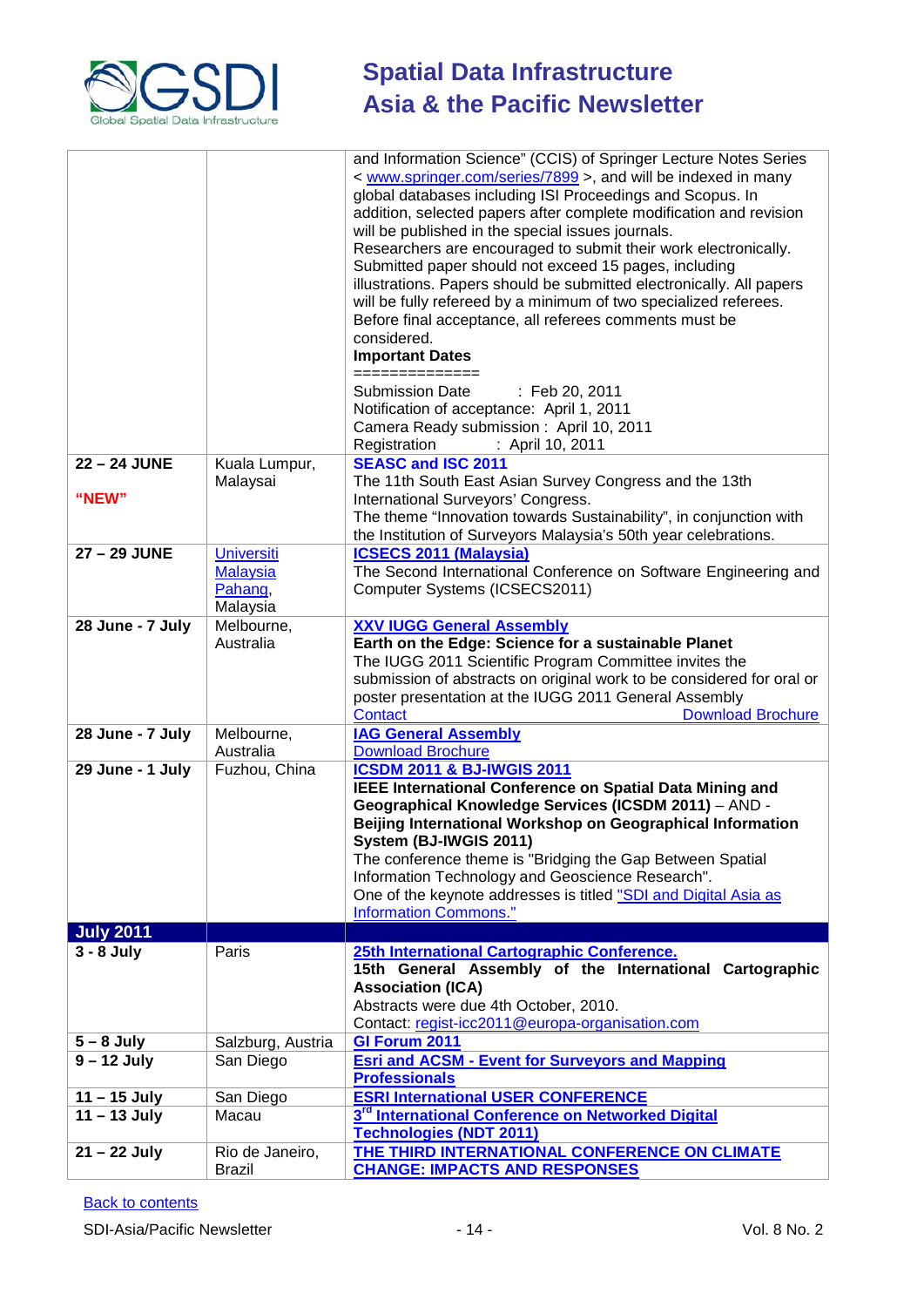| | | |
|---|---|---|
| | | and Information Science" (CCIS) of Springer Lecture Notes Series < www.springer.com/series/7899 >, and will be indexed in many global databases including ISI Proceedings and Scopus. In addition, selected papers after complete modification and revision will be published in the special issues journals. Researchers are encouraged to submit their work electronically. Submitted paper should not exceed 15 pages, including illustrations. Papers should be submitted electronically. All papers will be fully refereed by a minimum of two specialized referees. Before final acceptance, all referees comments must be considered. **Important Dates** ============== Submission Date : Feb 20, 2011 Notification of acceptance: April 1, 2011 Camera Ready submission : April 10, 2011 Registration : April 10, 2011 |
| **22 – 24 JUNE** **"NEW"** | Kuala Lumpur, Malaysai | **SEASC and ISC 2011** The 11th South East Asian Survey Congress and the 13th International Surveyors' Congress. The theme "Innovation towards Sustainability", in conjunction with the Institution of Surveyors Malaysia's 50th year celebrations. |
| **27 – 29 JUNE** | Universiti Malaysia Pahang, Malaysia | **ICSECS 2011 (Malaysia)** The Second International Conference on Software Engineering and Computer Systems (ICSECS2011) |
| **28 June - 7 July** | Melbourne, Australia | **XXV IUGG General Assembly** **Earth on the Edge: Science for a sustainable Planet** The IUGG 2011 Scientific Program Committee invites the submission of abstracts on original work to be considered for oral or poster presentation at the IUGG 2011 General Assembly Contact Download Brochure |
| **28 June - 7 July** | Melbourne, Australia | **IAG General Assembly** Download Brochure |
| **29 June - 1 July** | Fuzhou, China | **ICSDM 2011 & BJ-IWGIS 2011** **IEEE International Conference on Spatial Data Mining and Geographical Knowledge Services (ICSDM 2011)** – AND - **Beijing International Workshop on Geographical Information System (BJ-IWGIS 2011)** The conference theme is "Bridging the Gap Between Spatial Information Technology and Geoscience Research". One of the keynote addresses is titled "SDI and Digital Asia as Information Commons." |
| **July 2011** | | |
| **3 - 8 July** | Paris | **25th International Cartographic Conference.** **15th General Assembly of the International Cartographic Association (ICA)** Abstracts were due 4th October, 2010. Contact: regist-icc2011@europa-organisation.com |
| **5 – 8 July** | Salzburg, Austria | **GI Forum 2011** |
| **9 – 12 July** | San Diego | **Esri and ACSM - Event for Surveyors and Mapping Professionals** |
| **11 – 15 July** | San Diego | **ESRI International USER CONFERENCE** |
| **11 – 13 July** | Macau | **3rd International Conference on Networked Digital Technologies (NDT 2011)** |
| **21 – 22 July** | Rio de Janeiro, Brazil | **THE THIRD INTERNATIONAL CONFERENCE ON CLIMATE CHANGE: IMPACTS AND RESPONSES** |

Back to contents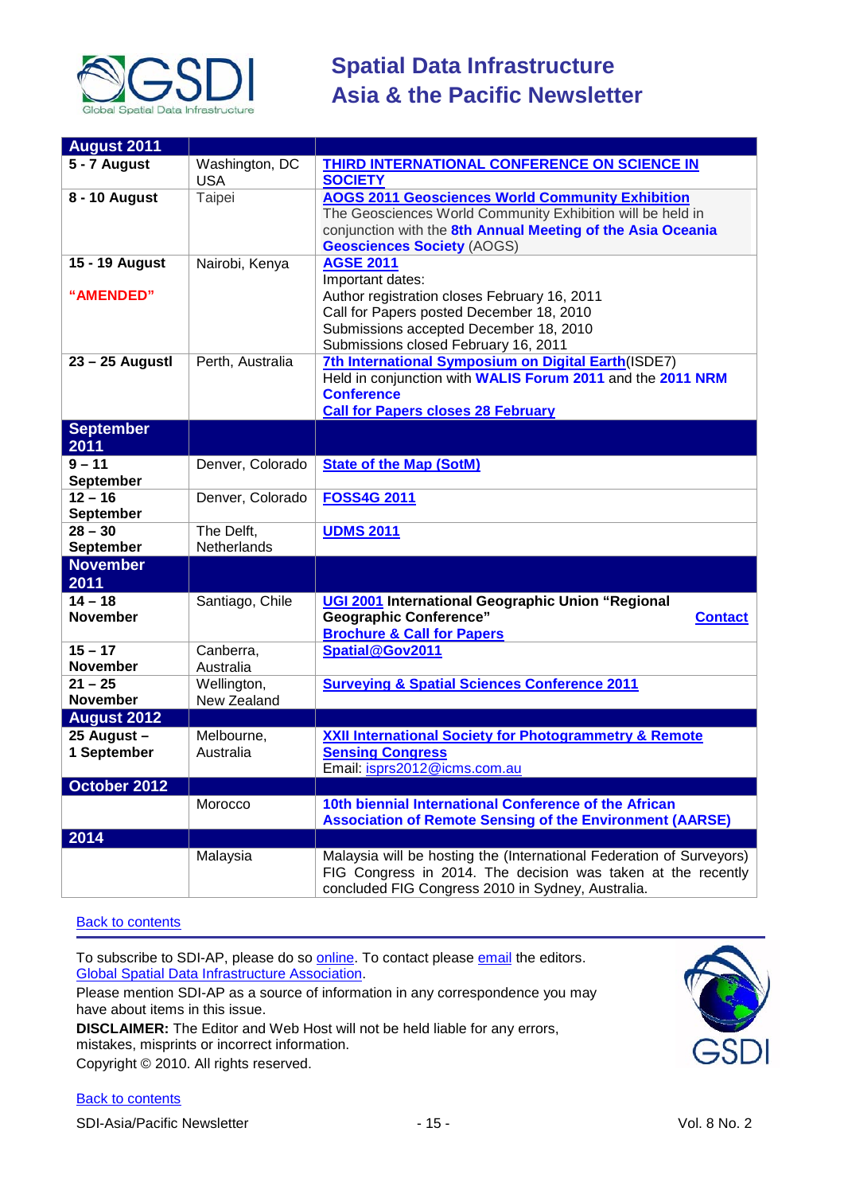| | | |
|---|---|---|
| **August 2011** | | |
| **5 - 7 August** | Washington, DC USA | **THIRD INTERNATIONAL CONFERENCE ON SCIENCE IN SOCIETY** |
| **8 - 10 August** | Taipei | **AOGS 2011 Geosciences World Community Exhibition** The Geosciences World Community Exhibition will be held in conjunction with the **8th Annual Meeting of the Asia Oceania Geosciences Society** (AOGS) |
| **15 - 19 August** **"AMENDED"** | Nairobi, Kenya | **AGSE 2011** Important dates: Author registration closes February 16, 2011 Call for Papers posted December 18, 2010 Submissions accepted December 18, 2010 Submissions closed February 16, 2011 |
| **23 – 25 Augustl** | Perth, Australia | **7th International Symposium on Digital Earth**(ISDE7) Held in conjunction with **WALIS Forum 2011** and the **2011 NRM Conference** **Call for Papers closes 28 February** |
| **September 2011** | | |
| **9 – 11 September** | Denver, Colorado | **State of the Map (SotM)** |
| **12 – 16 September** | Denver, Colorado | **FOSS4G 2011** |
| **28 – 30 September** | The Delft, Netherlands | **UDMS 2011** |
| **November 2011** | | |
| **14 – 18 November** | Santiago, Chile | **UGI 2001 International Geographic Union "Regional Geographic Conference"** **Contact** **Brochure & Call for Papers** |
| **15 – 17 November** | Canberra, Australia | **Spatial@Gov2011** |
| **21 – 25 November** | Wellington, New Zealand | **Surveying & Spatial Sciences Conference 2011** |
| **August 2012** | | |
| **25 August – 1 September** | Melbourne, Australia | **XXII International Society for Photogrammetry & Remote Sensing Congress** Email: ispr2012@icms.com.au |
| **October 2012** | | |
| | Morocco | **10th biennial International Conference of the African Association of Remote Sensing of the Environment (AARSE)** |
| **2014** | | |
| | Malaysia | Malaysia will be hosting the (International Federation of Surveyors) FIG Congress in 2014. The decision was taken at the recently concluded FIG Congress 2010 in Sydney, Australia. |

Back to contents

To subscribe to SDI-AP, please do so online. To contact please email the editors.
Global Spatial Data Infrastructure Association.

Please mention SDI-AP as a source of information in any correspondence you may have about items in this issue.

**DISCLAIMER:** The Editor and Web Host will not be held liable for any errors, mistakes, misprints or incorrect information.

Copyright © 2010. All rights reserved.

Back to contents